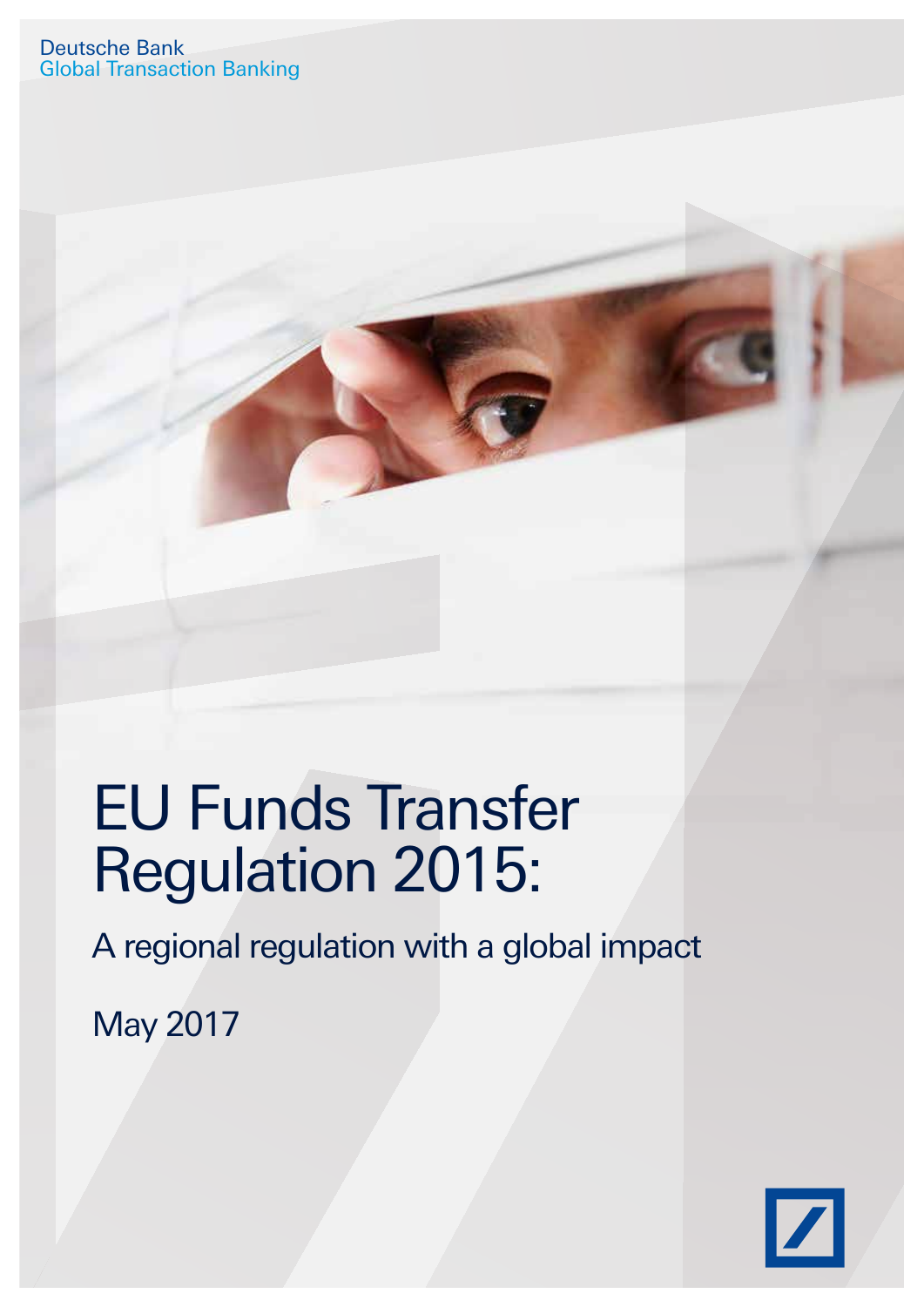Deutsche Bank
Global Transaction Banking

# EU Funds Transfer Regulation 2015:

## A regional regulation with a global impact

May 2017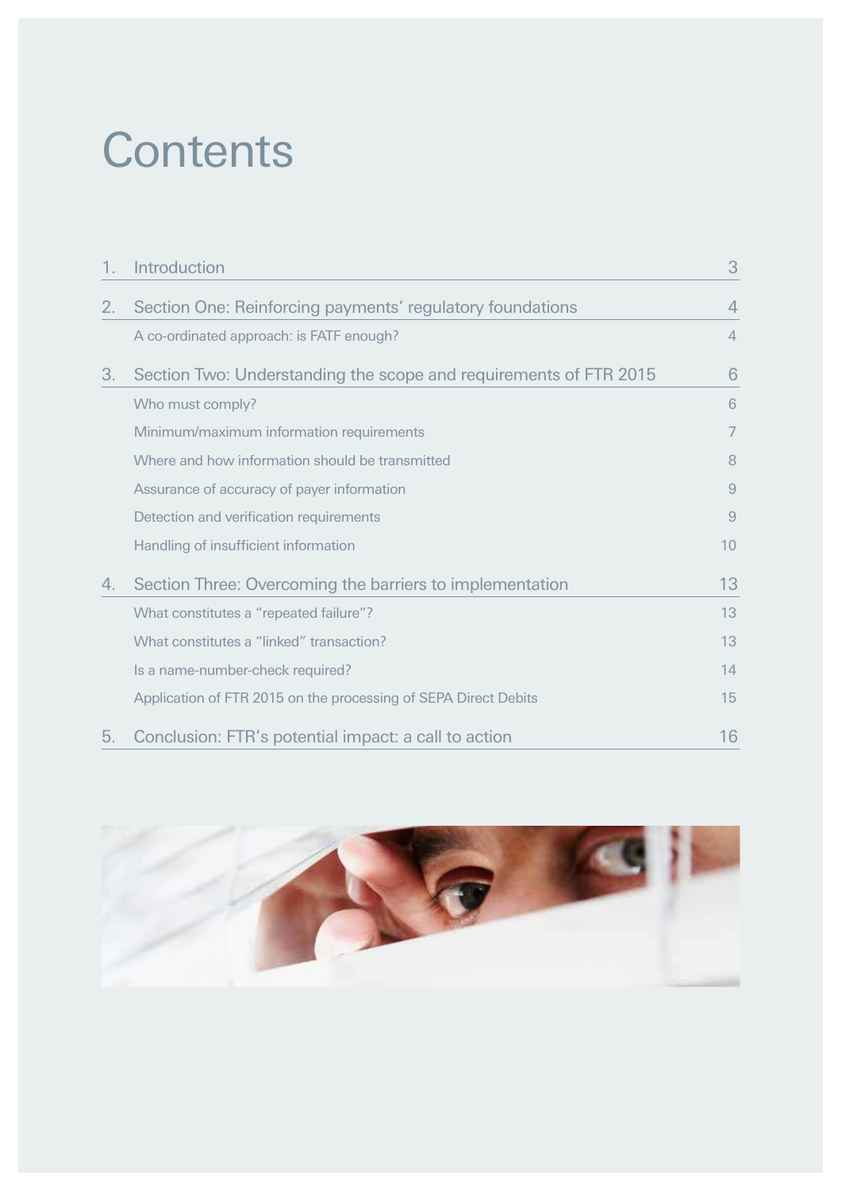# Contents

| | | |
|---|---|---|
| 1. | Introduction | 3 |
| 2. | Section One: Reinforcing payments' regulatory foundations | 4 |
| | A co-ordinated approach: is FATF enough? | 4 |
| 3. | Section Two: Understanding the scope and requirements of FTR 2015 | 6 |
| | Who must comply? | 6 |
| | Minimum/maximum information requirements | 7 |
| | Where and how information should be transmitted | 8 |
| | Assurance of accuracy of payer information | 9 |
| | Detection and verification requirements | 9 |
| | Handling of insufficient information | 10 |
| 4. | Section Three: Overcoming the barriers to implementation | 13 |
| | What constitutes a "repeated failure"? | 13 |
| | What constitutes a "linked" transaction? | 13 |
| | Is a name-number-check required? | 14 |
| | Application of FTR 2015 on the processing of SEPA Direct Debits | 15 |
| 5. | Conclusion: FTR's potential impact: a call to action | 16 |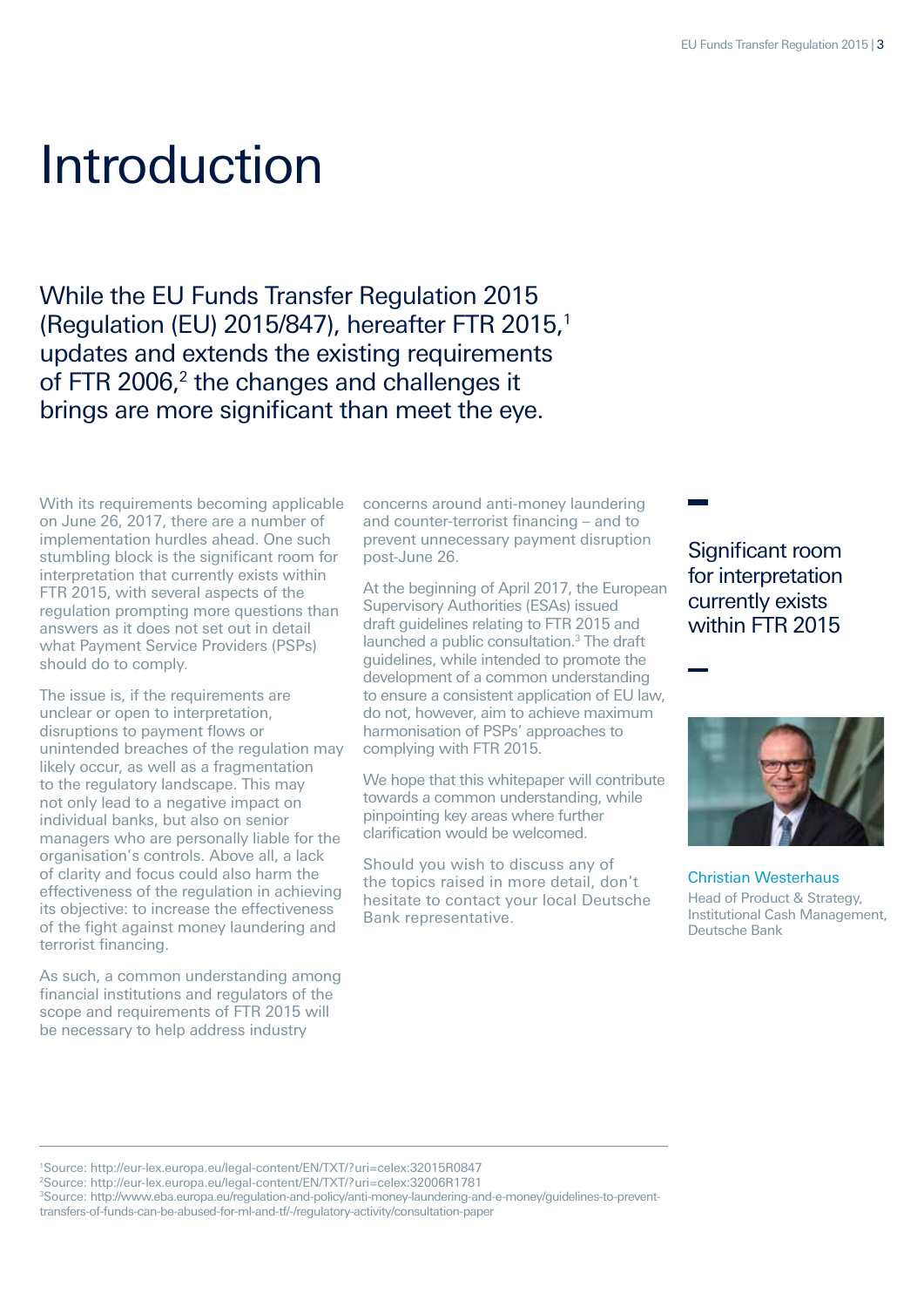# Introduction

## While the EU Funds Transfer Regulation 2015 (Regulation (EU) 2015/847), hereafter FTR 2015,[1] updates and extends the existing requirements of FTR 2006,[2] the changes and challenges it brings are more significant than meet the eye.

With its requirements becoming applicable on June 26, 2017, there are a number of implementation hurdles ahead. One such stumbling block is the significant room for interpretation that currently exists within FTR 2015, with several aspects of the regulation prompting more questions than answers as it does not set out in detail what Payment Service Providers (PSPs) should do to comply.

The issue is, if the requirements are unclear or open to interpretation, disruptions to payment flows or unintended breaches of the regulation may likely occur, as well as a fragmentation to the regulatory landscape. This may not only lead to a negative impact on individual banks, but also on senior managers who are personally liable for the organisation's controls. Above all, a lack of clarity and focus could also harm the effectiveness of the regulation in achieving its objective: to increase the effectiveness of the fight against money laundering and terrorist financing.

As such, a common understanding among financial institutions and regulators of the scope and requirements of FTR 2015 will be necessary to help address industry concerns around anti-money laundering and counter-terrorist financing – and to prevent unnecessary payment disruption post-June 26.

At the beginning of April 2017, the European Supervisory Authorities (ESAs) issued draft guidelines relating to FTR 2015 and launched a public consultation.[3] The draft guidelines, while intended to promote the development of a common understanding to ensure a consistent application of EU law, do not, however, aim to achieve maximum harmonisation of PSPs' approaches to complying with FTR 2015.

We hope that this whitepaper will contribute towards a common understanding, while pinpointing key areas where further clarification would be welcomed.

Should you wish to discuss any of the topics raised in more detail, don't hesitate to contact your local Deutsche Bank representative.

**Significant room for interpretation currently exists within FTR 2015**

Christian Westerhaus
Head of Product & Strategy, Institutional Cash Management, Deutsche Bank

---

[1] Source: http://eur-lex.europa.eu/legal-content/EN/TXT/?uri=celex:32015R0847

[2] Source: http://eur-lex.europa.eu/legal-content/EN/TXT/?uri=celex:32006R1781

[3] Source: http://www.eba.europa.eu/regulation-and-policy/anti-money-laundering-and-e-money/guidelines-to-prevent-transfers-of-funds-can-be-abused-for-ml-and-tf/-/regulatory-activity/consultation-paper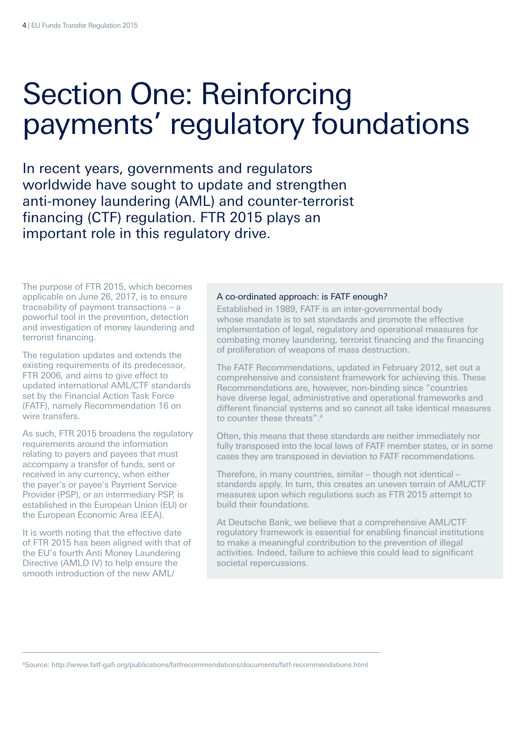// Section One: Reinforcing payments' regulatory foundations

In recent years, governments and regulators worldwide have sought to update and strengthen anti-money laundering (AML) and counter-terrorist financing (CTF) regulation. FTR 2015 plays an important role in this regulatory drive.

The purpose of FTR 2015, which becomes applicable on June 26, 2017, is to ensure traceability of payment transactions – a powerful tool in the prevention, detection and investigation of money laundering and terrorist financing.

The regulation updates and extends the existing requirements of its predecessor, FTR 2006, and aims to give effect to updated international AML/CTF standards set by the Financial Action Task Force (FATF), namely Recommendation 16 on wire transfers.

As such, FTR 2015 broadens the regulatory requirements around the information relating to payers and payees that must accompany a transfer of funds, sent or received in any currency, when either the payer's or payee's Payment Service Provider (PSP), or an intermediary PSP, is established in the European Union (EU) or the European Economic Area (EEA).

It is worth noting that the effective date of FTR 2015 has been aligned with that of the EU's fourth Anti Money Laundering Directive (AMLD IV) to help ensure the smooth introduction of the new AML/

### A co-ordinated approach: is FATF enough?

Established in 1989, FATF is an inter-governmental body whose mandate is to set standards and promote the effective implementation of legal, regulatory and operational measures for combating money laundering, terrorist financing and the financing of proliferation of weapons of mass destruction.

The FATF Recommendations, updated in February 2012, set out a comprehensive and consistent framework for achieving this. These Recommendations are, however, non-binding since "countries have diverse legal, administrative and operational frameworks and different financial systems and so cannot all take identical measures to counter these threats".[4]

Often, this means that these standards are neither immediately nor fully transposed into the local laws of FATF member states, or in some cases they are transposed in deviation to FATF recommendations.

Therefore, in many countries, similar – though not identical – standards apply. In turn, this creates an uneven terrain of AML/CTF measures upon which regulations such as FTR 2015 attempt to build their foundations.

At Deutsche Bank, we believe that a comprehensive AML/CTF regulatory framework is essential for enabling financial institutions to make a meaningful contribution to the prevention of illegal activities. Indeed, failure to achieve this could lead to significant societal repercussions.

[4]Source: http://www.fatf-gafi.org/publications/fatfrecommendations/documents/fatf-recommendations.html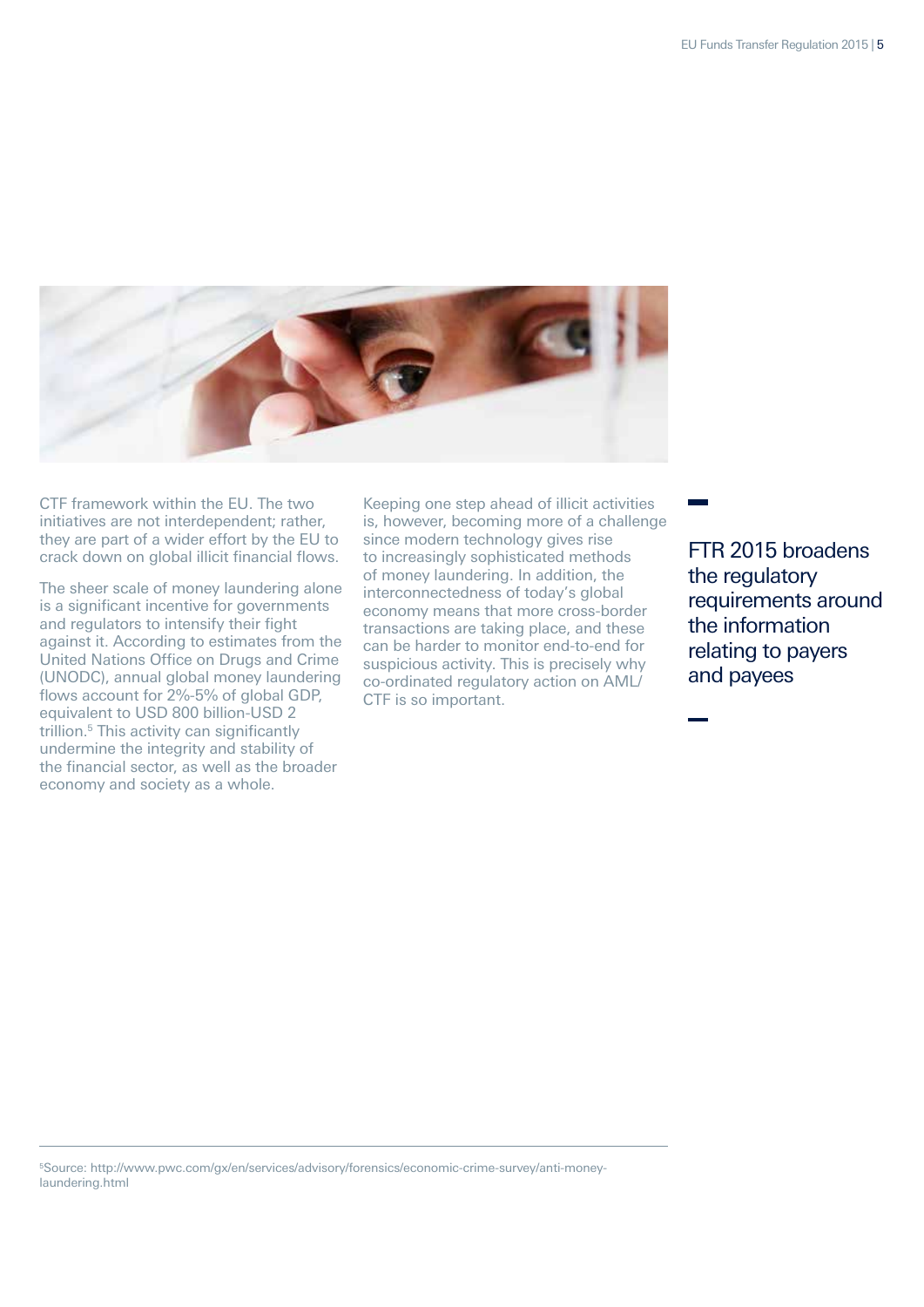CTF framework within the EU. The two initiatives are not interdependent; rather, they are part of a wider effort by the EU to crack down on global illicit financial flows.

The sheer scale of money laundering alone is a significant incentive for governments and regulators to intensify their fight against it. According to estimates from the United Nations Office on Drugs and Crime (UNODC), annual global money laundering flows account for 2%-5% of global GDP, equivalent to USD 800 billion-USD 2 trillion.[5] This activity can significantly undermine the integrity and stability of the financial sector, as well as the broader economy and society as a whole.

Keeping one step ahead of illicit activities is, however, becoming more of a challenge since modern technology gives rise to increasingly sophisticated methods of money laundering. In addition, the interconnectedness of today's global economy means that more cross-border transactions are taking place, and these can be harder to monitor end-to-end for suspicious activity. This is precisely why co-ordinated regulatory action on AML/CTF is so important.

> FTR 2015 broadens the regulatory requirements around the information relating to payers and payees

[5]Source: http://www.pwc.com/gx/en/services/advisory/forensics/economic-crime-survey/anti-money-laundering.html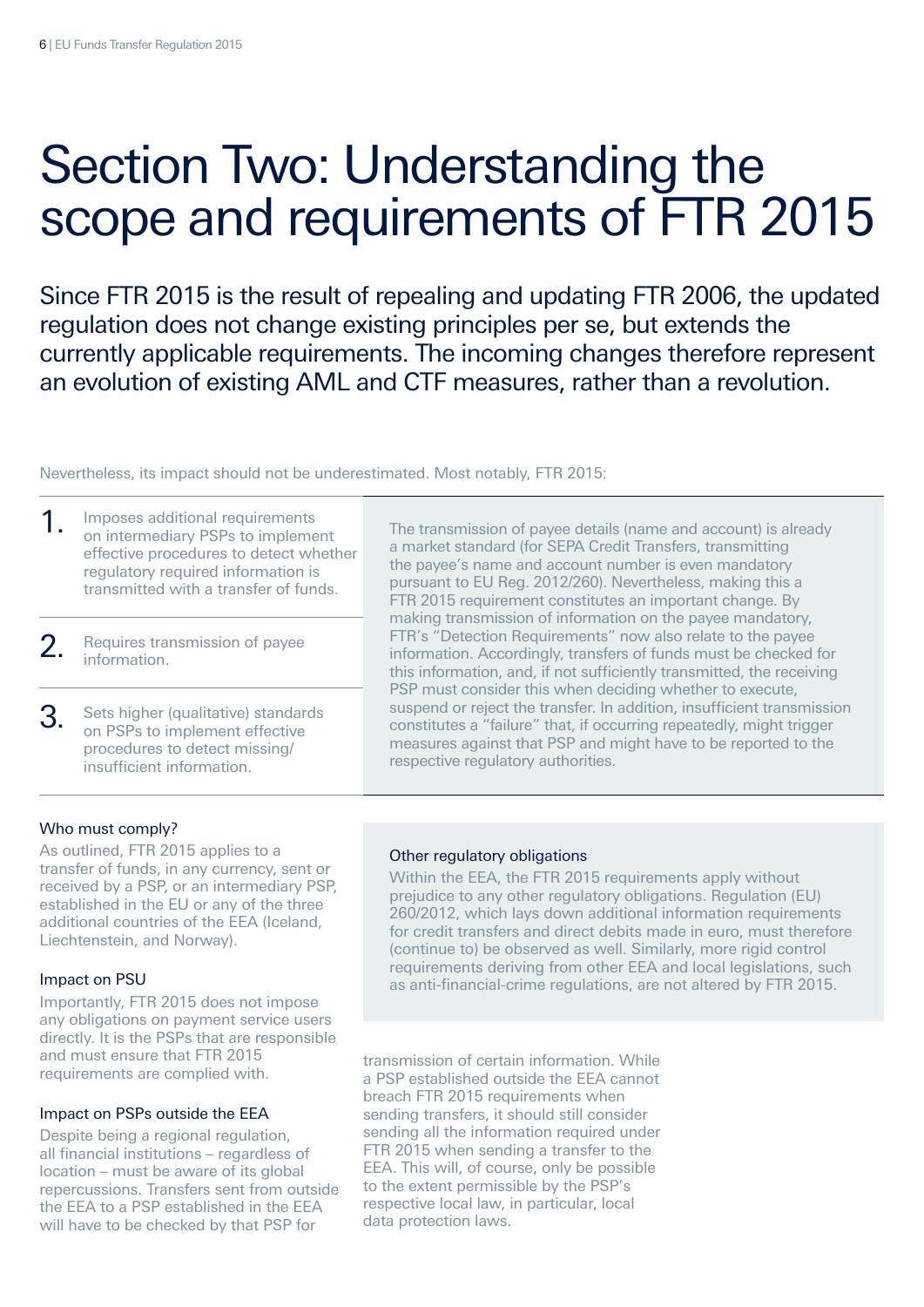# Section Two: Understanding the scope and requirements of FTR 2015

Since FTR 2015 is the result of repealing and updating FTR 2006, the updated regulation does not change existing principles per se, but extends the currently applicable requirements. The incoming changes therefore represent an evolution of existing AML and CTF measures, rather than a revolution.

Nevertheless, its impact should not be underestimated. Most notably, FTR 2015:

1. Imposes additional requirements on intermediary PSPs to implement effective procedures to detect whether regulatory required information is transmitted with a transfer of funds.

2. Requires transmission of payee information.

3. Sets higher (qualitative) standards on PSPs to implement effective procedures to detect missing/ insufficient information.

The transmission of payee details (name and account) is already a market standard (for SEPA Credit Transfers, transmitting the payee's name and account number is even mandatory pursuant to EU Reg. 2012/260). Nevertheless, making this a FTR 2015 requirement constitutes an important change. By making transmission of information on the payee mandatory, FTR's "Detection Requirements" now also relate to the payee information. Accordingly, transfers of funds must be checked for this information, and, if not sufficiently transmitted, the receiving PSP must consider this when deciding whether to execute, suspend or reject the transfer. In addition, insufficient transmission constitutes a "failure" that, if occurring repeatedly, might trigger measures against that PSP and might have to be reported to the respective regulatory authorities.

### Who must comply?

As outlined, FTR 2015 applies to a transfer of funds, in any currency, sent or received by a PSP, or an intermediary PSP, established in the EU or any of the three additional countries of the EEA (Iceland, Liechtenstein, and Norway).

### Impact on PSU

Importantly, FTR 2015 does not impose any obligations on payment service users directly. It is the PSPs that are responsible and must ensure that FTR 2015 requirements are complied with.

### Impact on PSPs outside the EEA

Despite being a regional regulation, all financial institutions – regardless of location – must be aware of its global repercussions. Transfers sent from outside the EEA to a PSP established in the EEA will have to be checked by that PSP for transmission of certain information. While a PSP established outside the EEA cannot breach FTR 2015 requirements when sending transfers, it should still consider sending all the information required under FTR 2015 when sending a transfer to the EEA. This will, of course, only be possible to the extent permissible by the PSP's respective local law, in particular, local data protection laws.

### Other regulatory obligations

Within the EEA, the FTR 2015 requirements apply without prejudice to any other regulatory obligations. Regulation (EU) 260/2012, which lays down additional information requirements for credit transfers and direct debits made in euro, must therefore (continue to) be observed as well. Similarly, more rigid control requirements deriving from other EEA and local legislations, such as anti-financial-crime regulations, are not altered by FTR 2015.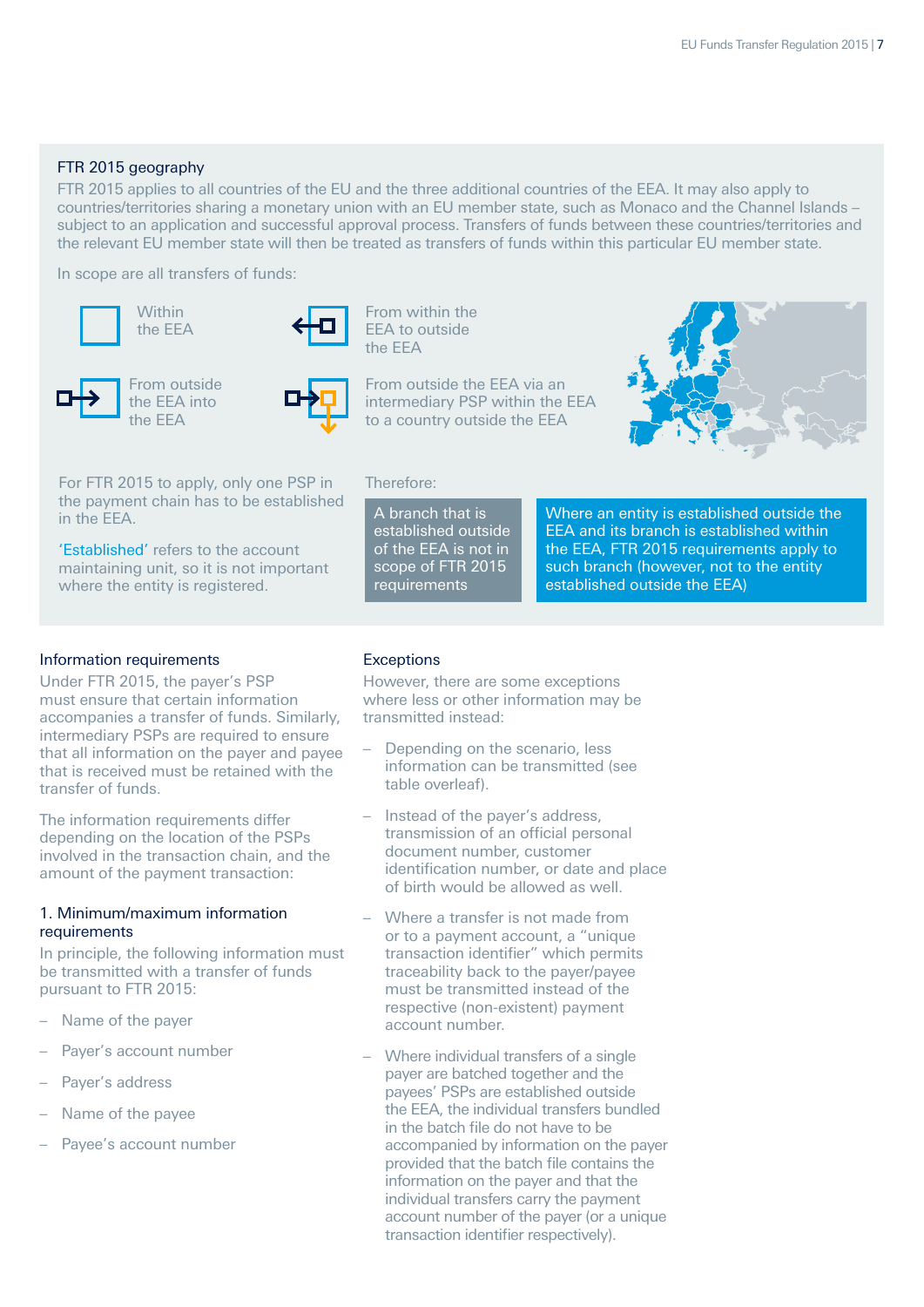## FTR 2015 geography

FTR 2015 applies to all countries of the EU and the three additional countries of the EEA. It may also apply to countries/territories sharing a monetary union with an EU member state, such as Monaco and the Channel Islands – subject to an application and successful approval process. Transfers of funds between these countries/territories and the relevant EU member state will then be treated as transfers of funds within this particular EU member state.

In scope are all transfers of funds:

- Within the EEA
- From within the EEA to outside the EEA
- From outside the EEA into the EEA
- From outside the EEA via an intermediary PSP within the EEA to a country outside the EEA

For FTR 2015 to apply, only one PSP in the payment chain has to be established in the EEA.

'Established' refers to the account maintaining unit, so it is not important where the entity is registered.

Therefore:

A branch that is established outside of the EEA is not in scope of FTR 2015 requirements

Where an entity is established outside the EEA and its branch is established within the EEA, FTR 2015 requirements apply to such branch (however, not to the entity established outside the EEA)

## Information requirements

Under FTR 2015, the payer's PSP must ensure that certain information accompanies a transfer of funds. Similarly, intermediary PSPs are required to ensure that all information on the payer and payee that is received must be retained with the transfer of funds.

The information requirements differ depending on the location of the PSPs involved in the transaction chain, and the amount of the payment transaction:

### 1. Minimum/maximum information requirements

In principle, the following information must be transmitted with a transfer of funds pursuant to FTR 2015:

- Name of the payer
- Payer's account number
- Payer's address
- Name of the payee
- Payee's account number

## Exceptions

However, there are some exceptions where less or other information may be transmitted instead:

- Depending on the scenario, less information can be transmitted (see table overleaf).
- Instead of the payer's address, transmission of an official personal document number, customer identification number, or date and place of birth would be allowed as well.
- Where a transfer is not made from or to a payment account, a "unique transaction identifier" which permits traceability back to the payer/payee must be transmitted instead of the respective (non-existent) payment account number.
- Where individual transfers of a single payer are batched together and the payees' PSPs are established outside the EEA, the individual transfers bundled in the batch file do not have to be accompanied by information on the payer provided that the batch file contains the information on the payer and that the individual transfers carry the payment account number of the payer (or a unique transaction identifier respectively).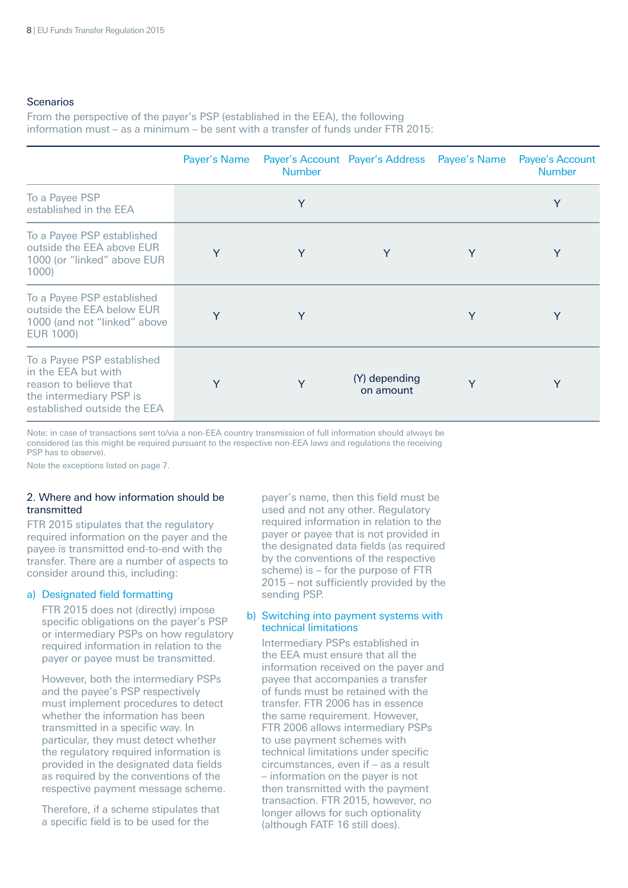## Scenarios

From the perspective of the payer's PSP (established in the EEA), the following information must – as a minimum – be sent with a transfer of funds under FTR 2015:

| | Payer's Name | Payer's Account Number | Payer's Address | Payee's Name | Payee's Account Number |
|---|---|---|---|---|---|
| To a Payee PSP established in the EEA | | Y | | | Y |
| To a Payee PSP established outside the EEA above EUR 1000 (or "linked" above EUR 1000) | Y | Y | Y | Y | Y |
| To a Payee PSP established outside the EEA below EUR 1000 (and not "linked" above EUR 1000) | Y | Y | | Y | Y |
| To a Payee PSP established in the EEA but with reason to believe that the intermediary PSP is established outside the EEA | Y | Y | (Y) depending on amount | Y | Y |

Note: in case of transactions sent to/via a non-EEA country transmission of full information should always be considered (as this might be required pursuant to the respective non-EEA laws and regulations the receiving PSP has to observe).

Note the exceptions listed on page 7.

### 2. Where and how information should be transmitted

FTR 2015 stipulates that the regulatory required information on the payer and the payee is transmitted end-to-end with the transfer. There are a number of aspects to consider around this, including:

a) Designated field formatting

FTR 2015 does not (directly) impose specific obligations on the payer's PSP or intermediary PSPs on how regulatory required information in relation to the payer or payee must be transmitted.

However, both the intermediary PSPs and the payee's PSP respectively must implement procedures to detect whether the information has been transmitted in a specific way. In particular, they must detect whether the regulatory required information is provided in the designated data fields as required by the conventions of the respective payment message scheme.

Therefore, if a scheme stipulates that a specific field is to be used for the payer's name, then this field must be used and not any other. Regulatory required information in relation to the payer or payee that is not provided in the designated data fields (as required by the conventions of the respective scheme) is – for the purpose of FTR 2015 – not sufficiently provided by the sending PSP.

b) Switching into payment systems with technical limitations

Intermediary PSPs established in the EEA must ensure that all the information received on the payer and payee that accompanies a transfer of funds must be retained with the transfer. FTR 2006 has in essence the same requirement. However, FTR 2006 allows intermediary PSPs to use payment schemes with technical limitations under specific circumstances, even if – as a result – information on the payer is not then transmitted with the payment transaction. FTR 2015, however, no longer allows for such optionality (although FATF 16 still does).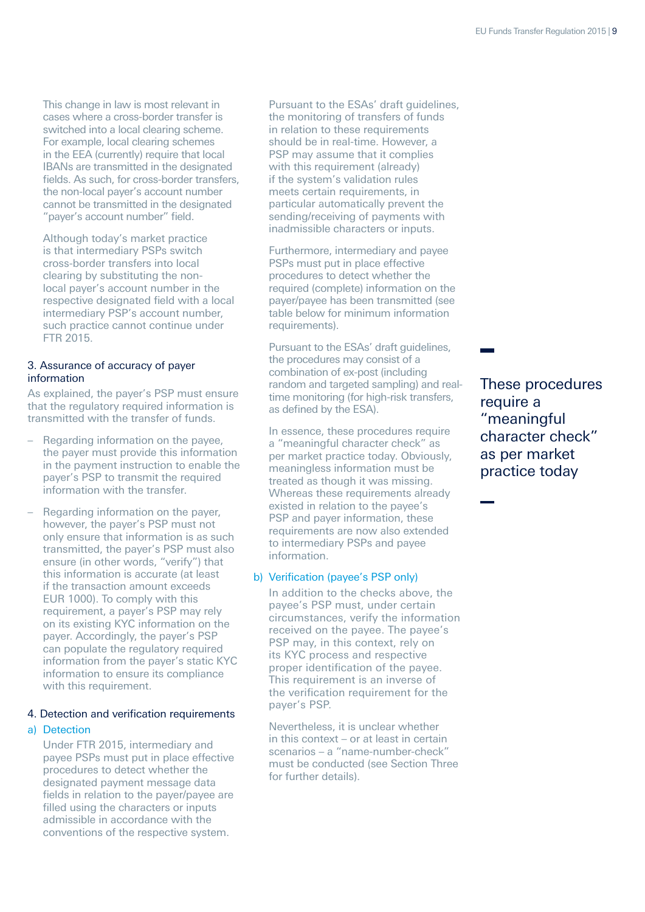This change in law is most relevant in cases where a cross-border transfer is switched into a local clearing scheme. For example, local clearing schemes in the EEA (currently) require that local IBANs are transmitted in the designated fields. As such, for cross-border transfers, the non-local payer's account number cannot be transmitted in the designated "payer's account number" field.

Although today's market practice is that intermediary PSPs switch cross-border transfers into local clearing by substituting the non-local payer's account number in the respective designated field with a local intermediary PSP's account number, such practice cannot continue under FTR 2015.

### 3. Assurance of accuracy of payer information

As explained, the payer's PSP must ensure that the regulatory required information is transmitted with the transfer of funds.

- Regarding information on the payee, the payer must provide this information in the payment instruction to enable the payer's PSP to transmit the required information with the transfer.
- Regarding information on the payer, however, the payer's PSP must not only ensure that information is as such transmitted, the payer's PSP must also ensure (in other words, "verify") that this information is accurate (at least if the transaction amount exceeds EUR 1000). To comply with this requirement, a payer's PSP may rely on its existing KYC information on the payer. Accordingly, the payer's PSP can populate the regulatory required information from the payer's static KYC information to ensure its compliance with this requirement.

### 4. Detection and verification requirements

#### a) Detection

Under FTR 2015, intermediary and payee PSPs must put in place effective procedures to detect whether the designated payment message data fields in relation to the payer/payee are filled using the characters or inputs admissible in accordance with the conventions of the respective system.

Pursuant to the ESAs' draft guidelines, the monitoring of transfers of funds in relation to these requirements should be in real-time. However, a PSP may assume that it complies with this requirement (already) if the system's validation rules meets certain requirements, in particular automatically prevent the sending/receiving of payments with inadmissible characters or inputs.

Furthermore, intermediary and payee PSPs must put in place effective procedures to detect whether the required (complete) information on the payer/payee has been transmitted (see table below for minimum information requirements).

Pursuant to the ESAs' draft guidelines, the procedures may consist of a combination of ex-post (including random and targeted sampling) and real-time monitoring (for high-risk transfers, as defined by the ESA).

In essence, these procedures require a "meaningful character check" as per market practice today. Obviously, meaningless information must be treated as though it was missing. Whereas these requirements already existed in relation to the payee's PSP and payer information, these requirements are now also extended to intermediary PSPs and payee information.

#### b) Verification (payee's PSP only)

In addition to the checks above, the payee's PSP must, under certain circumstances, verify the information received on the payee. The payee's PSP may, in this context, rely on its KYC process and respective proper identification of the payee. This requirement is an inverse of the verification requirement for the payer's PSP.

Nevertheless, it is unclear whether in this context – or at least in certain scenarios – a "name-number-check" must be conducted (see Section Three for further details).

> These procedures require a "meaningful character check" as per market practice today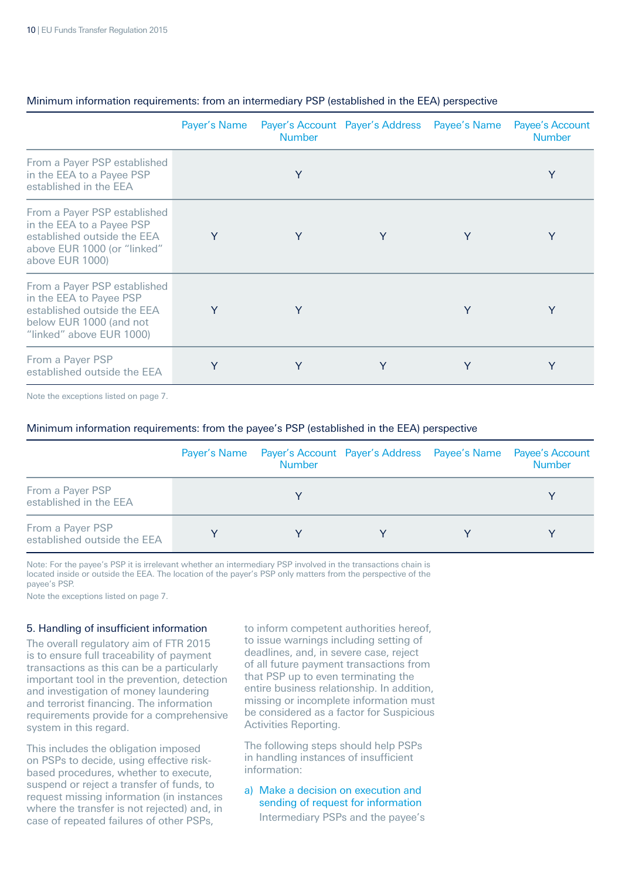Minimum information requirements: from an intermediary PSP (established in the EEA) perspective

| | Payer's Name | Payer's Account Number | Payer's Address | Payee's Name | Payee's Account Number |
|---|---|---|---|---|---|
| From a Payer PSP established in the EEA to a Payee PSP established in the EEA | | Y | | | Y |
| From a Payer PSP established in the EEA to a Payee PSP established outside the EEA above EUR 1000 (or "linked" above EUR 1000) | Y | Y | Y | Y | Y |
| From a Payer PSP established in the EEA to Payee PSP established outside the EEA below EUR 1000 (and not "linked" above EUR 1000) | Y | Y | | Y | Y |
| From a Payer PSP established outside the EEA | Y | Y | Y | Y | Y |

Note the exceptions listed on page 7.

Minimum information requirements: from the payee's PSP (established in the EEA) perspective

| | Payer's Name | Payer's Account Number | Payer's Address | Payee's Name | Payee's Account Number |
|---|---|---|---|---|---|
| From a Payer PSP established in the EEA | | Y | | | Y |
| From a Payer PSP established outside the EEA | Y | Y | Y | Y | Y |

Note: For the payee's PSP it is irrelevant whether an intermediary PSP involved in the transactions chain is located inside or outside the EEA. The location of the payer's PSP only matters from the perspective of the payee's PSP.

Note the exceptions listed on page 7.

## 5. Handling of insufficient information

The overall regulatory aim of FTR 2015 is to ensure full traceability of payment transactions as this can be a particularly important tool in the prevention, detection and investigation of money laundering and terrorist financing. The information requirements provide for a comprehensive system in this regard.

This includes the obligation imposed on PSPs to decide, using effective risk-based procedures, whether to execute, suspend or reject a transfer of funds, to request missing information (in instances where the transfer is not rejected) and, in case of repeated failures of other PSPs, to inform competent authorities hereof, to issue warnings including setting of deadlines, and, in severe case, reject of all future payment transactions from that PSP up to even terminating the entire business relationship. In addition, missing or incomplete information must be considered as a factor for Suspicious Activities Reporting.

The following steps should help PSPs in handling instances of insufficient information:

a) Make a decision on execution and sending of request for information

Intermediary PSPs and the payee's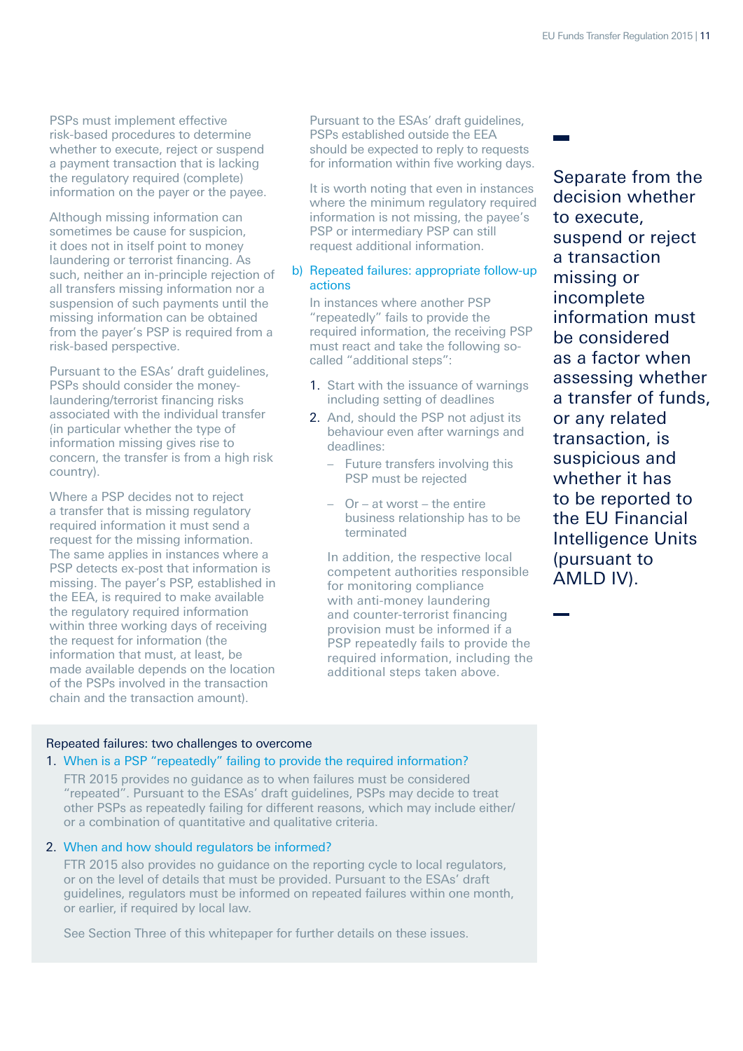PSPs must implement effective risk-based procedures to determine whether to execute, reject or suspend a payment transaction that is lacking the regulatory required (complete) information on the payer or the payee.

Although missing information can sometimes be cause for suspicion, it does not in itself point to money laundering or terrorist financing. As such, neither an in-principle rejection of all transfers missing information nor a suspension of such payments until the missing information can be obtained from the payer's PSP is required from a risk-based perspective.

Pursuant to the ESAs' draft guidelines, PSPs should consider the money-laundering/terrorist financing risks associated with the individual transfer (in particular whether the type of information missing gives rise to concern, the transfer is from a high risk country).

Where a PSP decides not to reject a transfer that is missing regulatory required information it must send a request for the missing information. The same applies in instances where a PSP detects ex-post that information is missing. The payer's PSP, established in the EEA, is required to make available the regulatory required information within three working days of receiving the request for information (the information that must, at least, be made available depends on the location of the PSPs involved in the transaction chain and the transaction amount).

Pursuant to the ESAs' draft guidelines, PSPs established outside the EEA should be expected to reply to requests for information within five working days.

It is worth noting that even in instances where the minimum regulatory required information is not missing, the payee's PSP or intermediary PSP can still request additional information.

### b) Repeated failures: appropriate follow-up actions

In instances where another PSP "repeatedly" fails to provide the required information, the receiving PSP must react and take the following so-called "additional steps":

1. Start with the issuance of warnings including setting of deadlines
2. And, should the PSP not adjust its behaviour even after warnings and deadlines:
   - Future transfers involving this PSP must be rejected
   - Or – at worst – the entire business relationship has to be terminated

   In addition, the respective local competent authorities responsible for monitoring compliance with anti-money laundering and counter-terrorist financing provision must be informed if a PSP repeatedly fails to provide the required information, including the additional steps taken above.

> Separate from the decision whether to execute, suspend or reject a transaction missing or incomplete information must be considered as a factor when assessing whether a transfer of funds, or any related transaction, is suspicious and whether it has to be reported to the EU Financial Intelligence Units (pursuant to AMLD IV).

**Repeated failures: two challenges to overcome**

1. **When is a PSP "repeatedly" failing to provide the required information?**

   FTR 2015 provides no guidance as to when failures must be considered "repeated". Pursuant to the ESAs' draft guidelines, PSPs may decide to treat other PSPs as repeatedly failing for different reasons, which may include either/or a combination of quantitative and qualitative criteria.

2. **When and how should regulators be informed?**

   FTR 2015 also provides no guidance on the reporting cycle to local regulators, or on the level of details that must be provided. Pursuant to the ESAs' draft guidelines, regulators must be informed on repeated failures within one month, or earlier, if required by local law.

   See Section Three of this whitepaper for further details on these issues.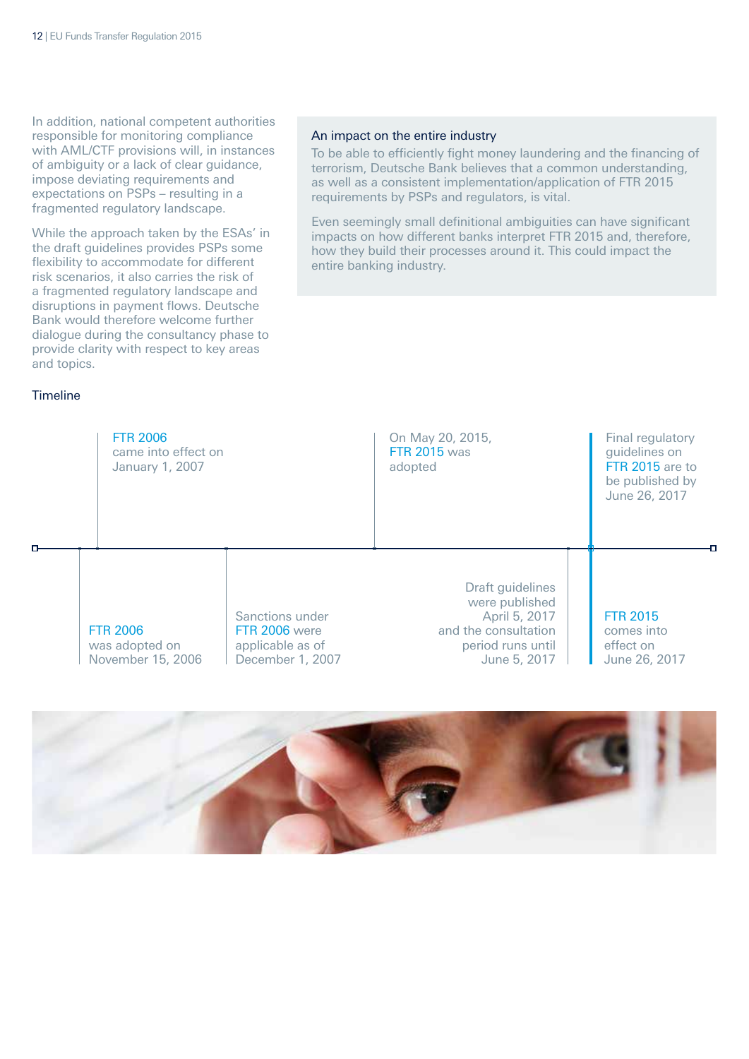In addition, national competent authorities responsible for monitoring compliance with AML/CTF provisions will, in instances of ambiguity or a lack of clear guidance, impose deviating requirements and expectations on PSPs – resulting in a fragmented regulatory landscape.

While the approach taken by the ESAs' in the draft guidelines provides PSPs some flexibility to accommodate for different risk scenarios, it also carries the risk of a fragmented regulatory landscape and disruptions in payment flows. Deutsche Bank would therefore welcome further dialogue during the consultancy phase to provide clarity with respect to key areas and topics.

### An impact on the entire industry

To be able to efficiently fight money laundering and the financing of terrorism, Deutsche Bank believes that a common understanding, as well as a consistent implementation/application of FTR 2015 requirements by PSPs and regulators, is vital.

Even seemingly small definitional ambiguities can have significant impacts on how different banks interpret FTR 2015 and, therefore, how they build their processes around it. This could impact the entire banking industry.

### Timeline

- FTR 2006 was adopted on November 15, 2006
- FTR 2006 came into effect on January 1, 2007
- Sanctions under FTR 2006 were applicable as of December 1, 2007
- On May 20, 2015, FTR 2015 was adopted
- Draft guidelines were published April 5, 2017 and the consultation period runs until June 5, 2017
- Final regulatory guidelines on FTR 2015 are to be published by June 26, 2017
- FTR 2015 comes into effect on June 26, 2017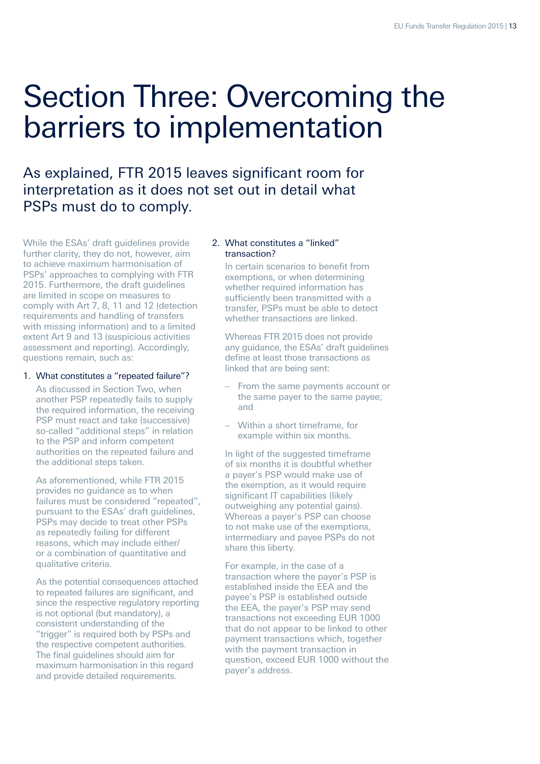# Section Three: Overcoming the barriers to implementation

## As explained, FTR 2015 leaves significant room for interpretation as it does not set out in detail what PSPs must do to comply.

While the ESAs' draft guidelines provide further clarity, they do not, however, aim to achieve maximum harmonisation of PSPs' approaches to complying with FTR 2015. Furthermore, the draft guidelines are limited in scope on measures to comply with Art 7, 8, 11 and 12 (detection requirements and handling of transfers with missing information) and to a limited extent Art 9 and 13 (suspicious activities assessment and reporting). Accordingly, questions remain, such as:

1. What constitutes a "repeated failure"?

   As discussed in Section Two, when another PSP repeatedly fails to supply the required information, the receiving PSP must react and take (successive) so-called "additional steps" in relation to the PSP and inform competent authorities on the repeated failure and the additional steps taken.

   As aforementioned, while FTR 2015 provides no guidance as to when failures must be considered "repeated", pursuant to the ESAs' draft guidelines, PSPs may decide to treat other PSPs as repeatedly failing for different reasons, which may include either/or a combination of quantitative and qualitative criteria.

   As the potential consequences attached to repeated failures are significant, and since the respective regulatory reporting is not optional (but mandatory), a consistent understanding of the "trigger" is required both by PSPs and the respective competent authorities. The final guidelines should aim for maximum harmonisation in this regard and provide detailed requirements.

2. What constitutes a "linked" transaction?

   In certain scenarios to benefit from exemptions, or when determining whether required information has sufficiently been transmitted with a transfer, PSPs must be able to detect whether transactions are linked.

   Whereas FTR 2015 does not provide any guidance, the ESAs' draft guidelines define at least those transactions as linked that are being sent:

   - From the same payments account or the same payer to the same payee; and
   - Within a short timeframe, for example within six months.

   In light of the suggested timeframe of six months it is doubtful whether a payer's PSP would make use of the exemption, as it would require significant IT capabilities (likely outweighing any potential gains). Whereas a payer's PSP can choose to not make use of the exemptions, intermediary and payee PSPs do not share this liberty.

   For example, in the case of a transaction where the payer's PSP is established inside the EEA and the payee's PSP is established outside the EEA, the payer's PSP may send transactions not exceeding EUR 1000 that do not appear to be linked to other payment transactions which, together with the payment transaction in question, exceed EUR 1000 without the payer's address.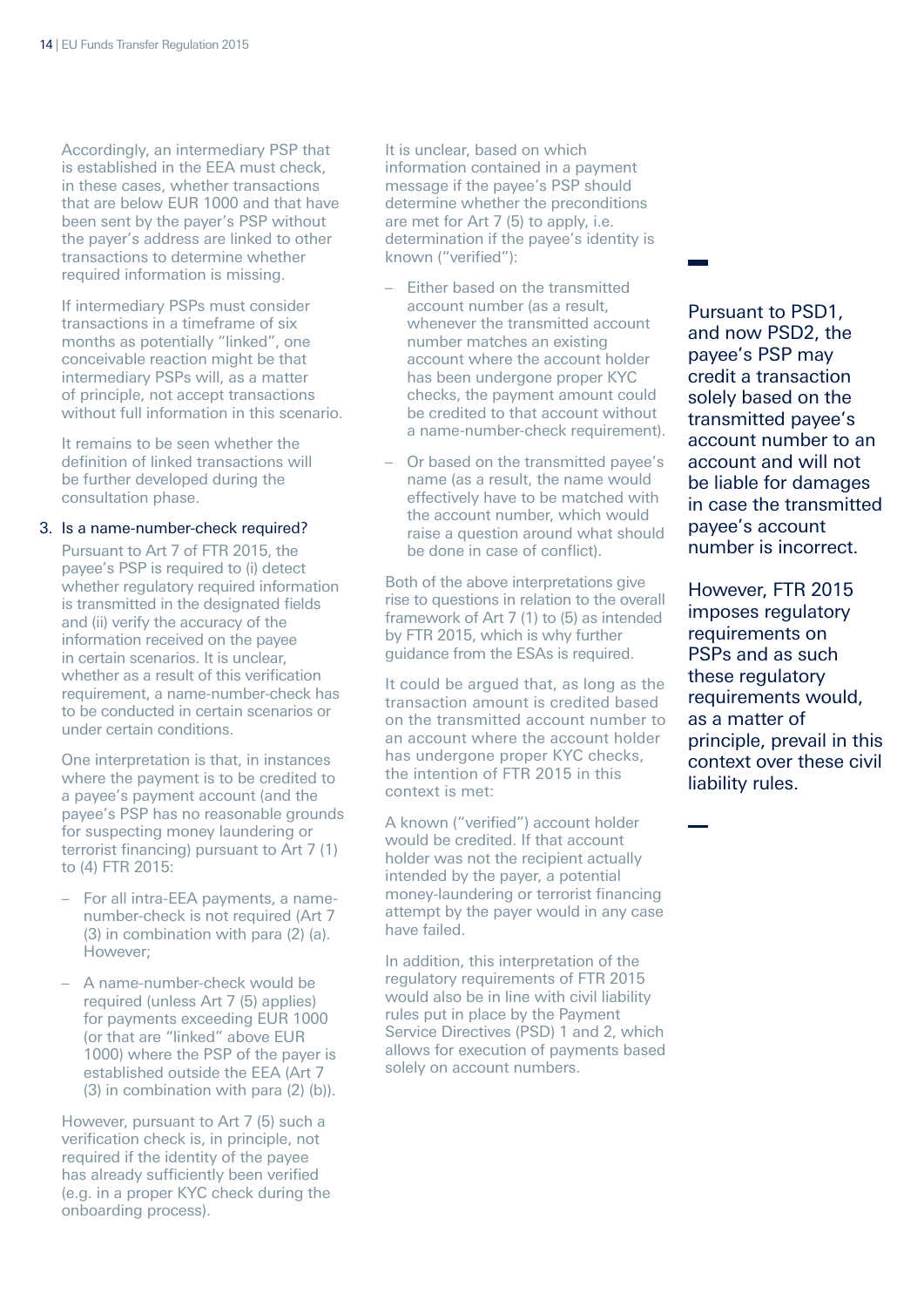Accordingly, an intermediary PSP that is established in the EEA must check, in these cases, whether transactions that are below EUR 1000 and that have been sent by the payer's PSP without the payer's address are linked to other transactions to determine whether required information is missing.

If intermediary PSPs must consider transactions in a timeframe of six months as potentially "linked", one conceivable reaction might be that intermediary PSPs will, as a matter of principle, not accept transactions without full information in this scenario.

It remains to be seen whether the definition of linked transactions will be further developed during the consultation phase.

3. Is a name-number-check required?

Pursuant to Art 7 of FTR 2015, the payee's PSP is required to (i) detect whether regulatory required information is transmitted in the designated fields and (ii) verify the accuracy of the information received on the payee in certain scenarios. It is unclear, whether as a result of this verification requirement, a name-number-check has to be conducted in certain scenarios or under certain conditions.

One interpretation is that, in instances where the payment is to be credited to a payee's payment account (and the payee's PSP has no reasonable grounds for suspecting money laundering or terrorist financing) pursuant to Art 7 (1) to (4) FTR 2015:

- For all intra-EEA payments, a name-number-check is not required (Art 7 (3) in combination with para (2) (a). However;
- A name-number-check would be required (unless Art 7 (5) applies) for payments exceeding EUR 1000 (or that are "linked" above EUR 1000) where the PSP of the payer is established outside the EEA (Art 7 (3) in combination with para (2) (b)).

However, pursuant to Art 7 (5) such a verification check is, in principle, not required if the identity of the payee has already sufficiently been verified (e.g. in a proper KYC check during the onboarding process).

It is unclear, based on which information contained in a payment message if the payee's PSP should determine whether the preconditions are met for Art 7 (5) to apply, i.e. determination if the payee's identity is known ("verified"):

- Either based on the transmitted account number (as a result, whenever the transmitted account number matches an existing account where the account holder has been undergone proper KYC checks, the payment amount could be credited to that account without a name-number-check requirement).
- Or based on the transmitted payee's name (as a result, the name would effectively have to be matched with the account number, which would raise a question around what should be done in case of conflict).

Both of the above interpretations give rise to questions in relation to the overall framework of Art 7 (1) to (5) as intended by FTR 2015, which is why further guidance from the ESAs is required.

It could be argued that, as long as the transaction amount is credited based on the transmitted account number to an account where the account holder has undergone proper KYC checks, the intention of FTR 2015 in this context is met:

A known ("verified") account holder would be credited. If that account holder was not the recipient actually intended by the payer, a potential money-laundering or terrorist financing attempt by the payer would in any case have failed.

In addition, this interpretation of the regulatory requirements of FTR 2015 would also be in line with civil liability rules put in place by the Payment Service Directives (PSD) 1 and 2, which allows for execution of payments based solely on account numbers.

Pursuant to PSD1, and now PSD2, the payee's PSP may credit a transaction solely based on the transmitted payee's account number to an account and will not be liable for damages in case the transmitted payee's account number is incorrect.

However, FTR 2015 imposes regulatory requirements on PSPs and as such these regulatory requirements would, as a matter of principle, prevail in this context over these civil liability rules.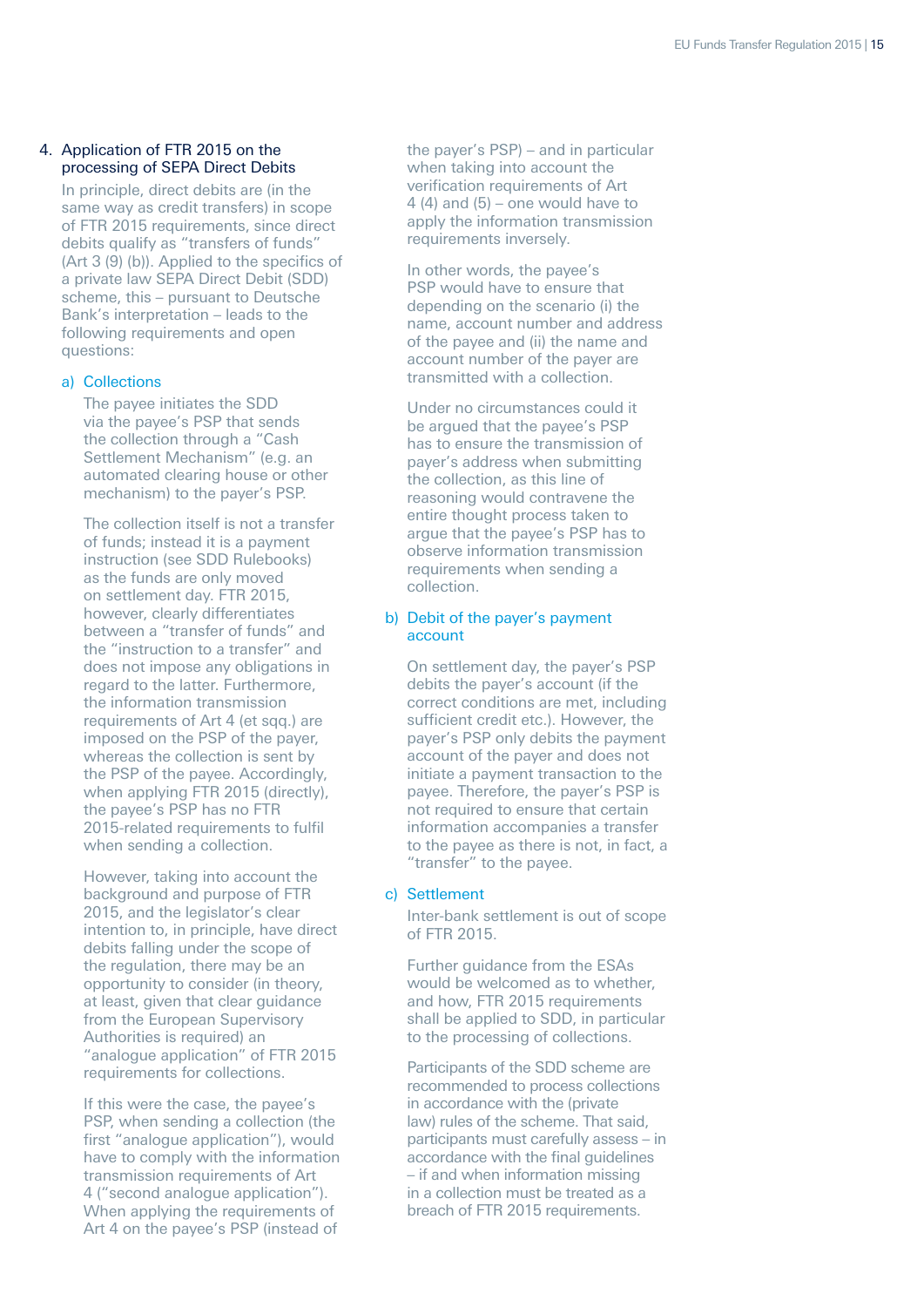## 4. Application of FTR 2015 on the processing of SEPA Direct Debits

In principle, direct debits are (in the same way as credit transfers) in scope of FTR 2015 requirements, since direct debits qualify as "transfers of funds" (Art 3 (9) (b)). Applied to the specifics of a private law SEPA Direct Debit (SDD) scheme, this – pursuant to Deutsche Bank's interpretation – leads to the following requirements and open questions:

### a) Collections

The payee initiates the SDD via the payee's PSP that sends the collection through a "Cash Settlement Mechanism" (e.g. an automated clearing house or other mechanism) to the payer's PSP.

The collection itself is not a transfer of funds; instead it is a payment instruction (see SDD Rulebooks) as the funds are only moved on settlement day. FTR 2015, however, clearly differentiates between a "transfer of funds" and the "instruction to a transfer" and does not impose any obligations in regard to the latter. Furthermore, the information transmission requirements of Art 4 (et sqq.) are imposed on the PSP of the payer, whereas the collection is sent by the PSP of the payee. Accordingly, when applying FTR 2015 (directly), the payee's PSP has no FTR 2015-related requirements to fulfil when sending a collection.

However, taking into account the background and purpose of FTR 2015, and the legislator's clear intention to, in principle, have direct debits falling under the scope of the regulation, there may be an opportunity to consider (in theory, at least, given that clear guidance from the European Supervisory Authorities is required) an "analogue application" of FTR 2015 requirements for collections.

If this were the case, the payee's PSP, when sending a collection (the first "analogue application"), would have to comply with the information transmission requirements of Art 4 ("second analogue application"). When applying the requirements of Art 4 on the payee's PSP (instead of the payer's PSP) – and in particular when taking into account the verification requirements of Art 4 (4) and (5) – one would have to apply the information transmission requirements inversely.

In other words, the payee's PSP would have to ensure that depending on the scenario (i) the name, account number and address of the payee and (ii) the name and account number of the payer are transmitted with a collection.

Under no circumstances could it be argued that the payee's PSP has to ensure the transmission of payer's address when submitting the collection, as this line of reasoning would contravene the entire thought process taken to argue that the payee's PSP has to observe information transmission requirements when sending a collection.

### b) Debit of the payer's payment account

On settlement day, the payer's PSP debits the payer's account (if the correct conditions are met, including sufficient credit etc.). However, the payer's PSP only debits the payment account of the payer and does not initiate a payment transaction to the payee. Therefore, the payer's PSP is not required to ensure that certain information accompanies a transfer to the payee as there is not, in fact, a "transfer" to the payee.

### c) Settlement

Inter-bank settlement is out of scope of FTR 2015.

Further guidance from the ESAs would be welcomed as to whether, and how, FTR 2015 requirements shall be applied to SDD, in particular to the processing of collections.

Participants of the SDD scheme are recommended to process collections in accordance with the (private law) rules of the scheme. That said, participants must carefully assess – in accordance with the final guidelines – if and when information missing in a collection must be treated as a breach of FTR 2015 requirements.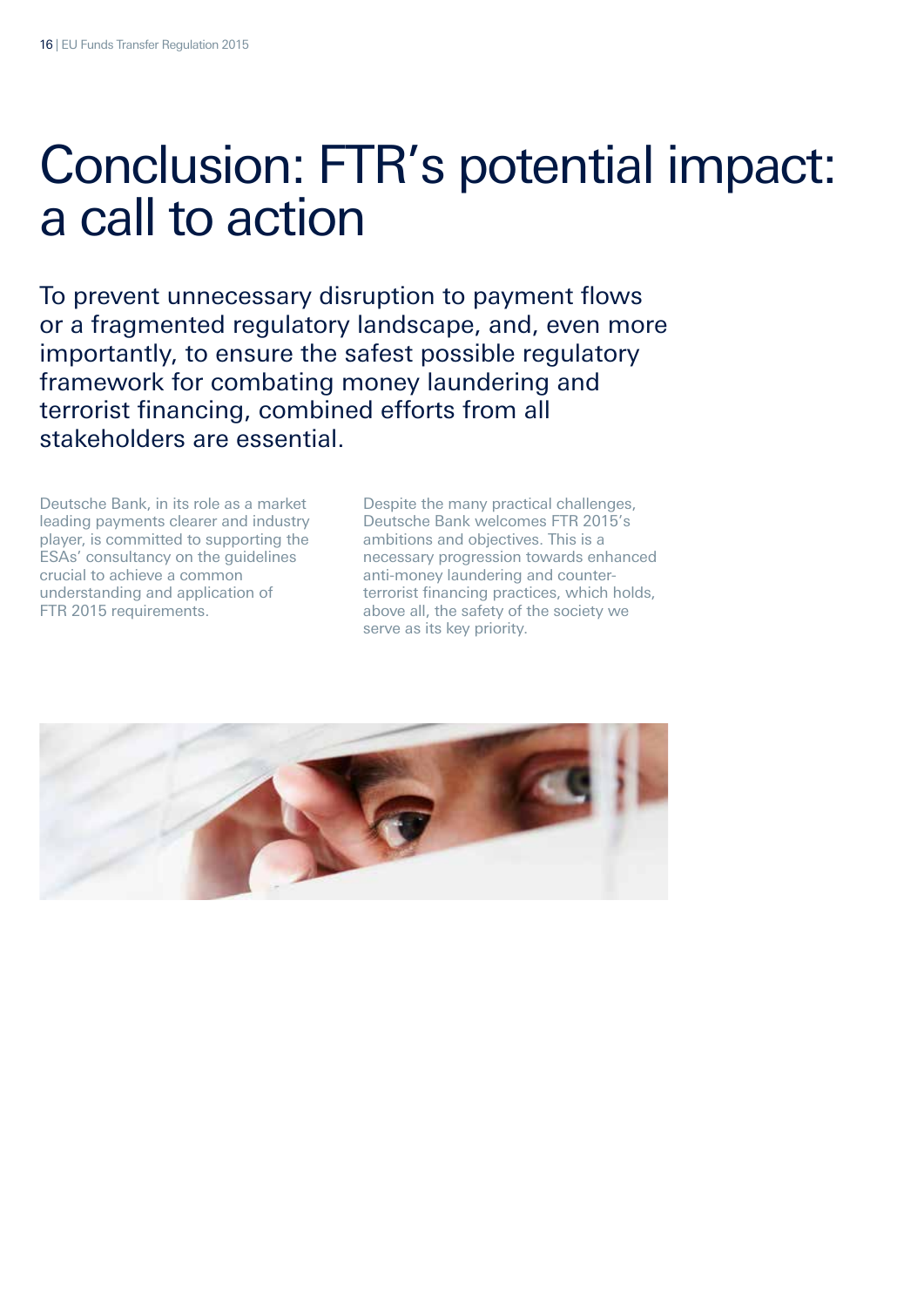# Conclusion: FTR's potential impact: a call to action

To prevent unnecessary disruption to payment flows or a fragmented regulatory landscape, and, even more importantly, to ensure the safest possible regulatory framework for combating money laundering and terrorist financing, combined efforts from all stakeholders are essential.

Deutsche Bank, in its role as a market leading payments clearer and industry player, is committed to supporting the ESAs' consultancy on the guidelines crucial to achieve a common understanding and application of FTR 2015 requirements.

Despite the many practical challenges, Deutsche Bank welcomes FTR 2015's ambitions and objectives. This is a necessary progression towards enhanced anti-money laundering and counter-terrorist financing practices, which holds, above all, the safety of the society we serve as its key priority.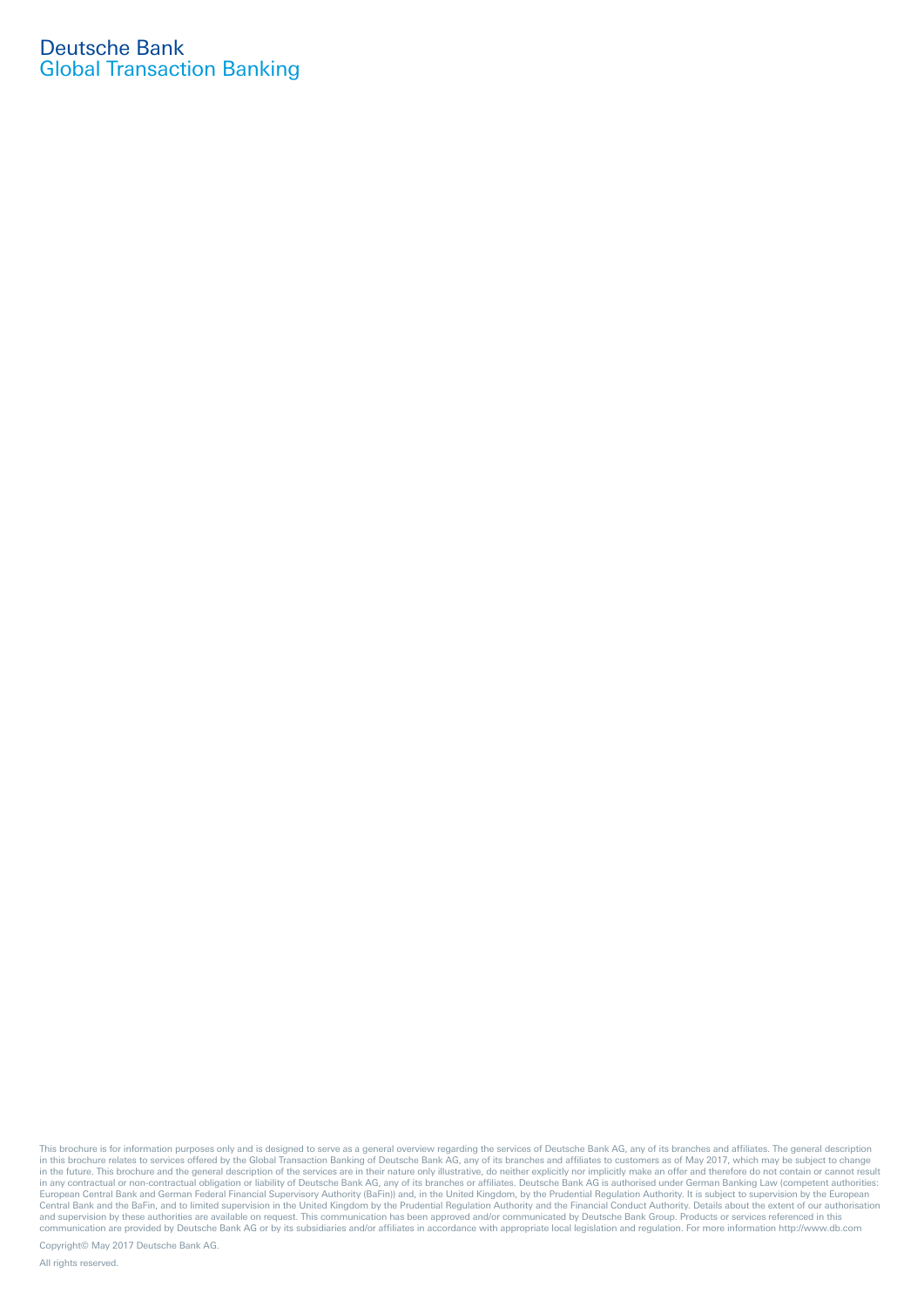Deutsche Bank
Global Transaction Banking

This brochure is for information purposes only and is designed to serve as a general overview regarding the services of Deutsche Bank AG, any of its branches and affiliates. The general description in this brochure relates to services offered by the Global Transaction Banking of Deutsche Bank AG, any of its branches and affiliates to customers as of May 2017, which may be subject to change in the future. This brochure and the general description of the services are in their nature only illustrative, do neither explicitly nor implicitly make an offer and therefore do not contain or cannot result in any contractual or non-contractual obligation or liability of Deutsche Bank AG, any of its branches or affiliates. Deutsche Bank AG is authorised under German Banking Law (competent authorities: European Central Bank and German Federal Financial Supervisory Authority (BaFin)) and, in the United Kingdom, by the Prudential Regulation Authority. It is subject to supervision by the European Central Bank and the BaFin, and to limited supervision in the United Kingdom by the Prudential Regulation Authority and the Financial Conduct Authority. Details about the extent of our authorisation and supervision by these authorities are available on request. This communication has been approved and/or communicated by Deutsche Bank Group. Products or services referenced in this communication are provided by Deutsche Bank AG or by its subsidiaries and/or affiliates in accordance with appropriate local legislation and regulation. For more information http://www.db.com

Copyright© May 2017 Deutsche Bank AG.

All rights reserved.